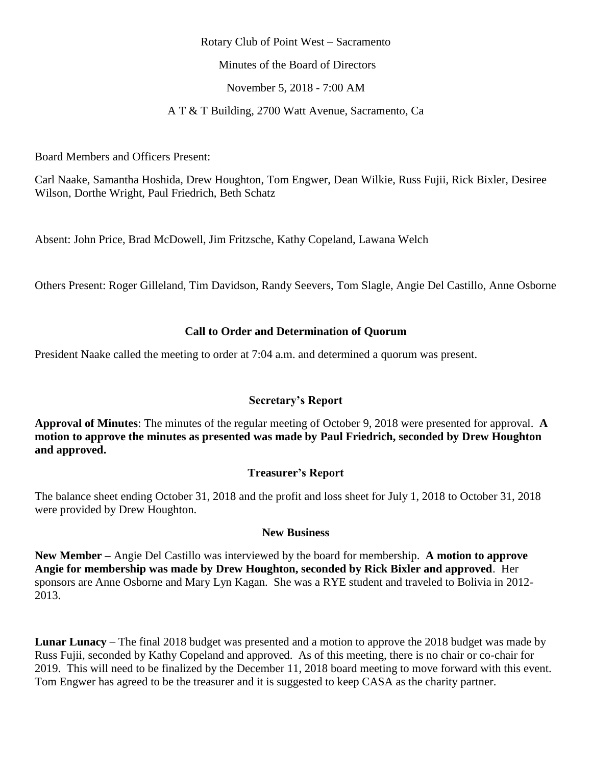Rotary Club of Point West – Sacramento

Minutes of the Board of Directors

November 5, 2018 - 7:00 AM

A T & T Building, 2700 Watt Avenue, Sacramento, Ca

Board Members and Officers Present:

Carl Naake, Samantha Hoshida, Drew Houghton, Tom Engwer, Dean Wilkie, Russ Fujii, Rick Bixler, Desiree Wilson, Dorthe Wright, Paul Friedrich, Beth Schatz

Absent: John Price, Brad McDowell, Jim Fritzsche, Kathy Copeland, Lawana Welch

Others Present: Roger Gilleland, Tim Davidson, Randy Seevers, Tom Slagle, Angie Del Castillo, Anne Osborne

### Call to Order and Determination of Quorum

President Naake called the meeting to order at 7:04 a.m. and determined a quorum was present.

### Secretary's Report

**Approval of Minutes**: The minutes of the regular meeting of October 9, 2018 were presented for approval. **A motion to approve the minutes as presented was made by Paul Friedrich, seconded by Drew Houghton and approved.**

### Treasurer's Report

The balance sheet ending October 31, 2018 and the profit and loss sheet for July 1, 2018 to October 31, 2018 were provided by Drew Houghton.

### New Business

**New Member –** Angie Del Castillo was interviewed by the board for membership. **A motion to approve Angie for membership was made by Drew Houghton, seconded by Rick Bixler and approved**. Her sponsors are Anne Osborne and Mary Lyn Kagan. She was a RYE student and traveled to Bolivia in 2012-2013.

**Lunar Lunacy** – The final 2018 budget was presented and a motion to approve the 2018 budget was made by Russ Fujii, seconded by Kathy Copeland and approved. As of this meeting, there is no chair or co-chair for 2019. This will need to be finalized by the December 11, 2018 board meeting to move forward with this event. Tom Engwer has agreed to be the treasurer and it is suggested to keep CASA as the charity partner.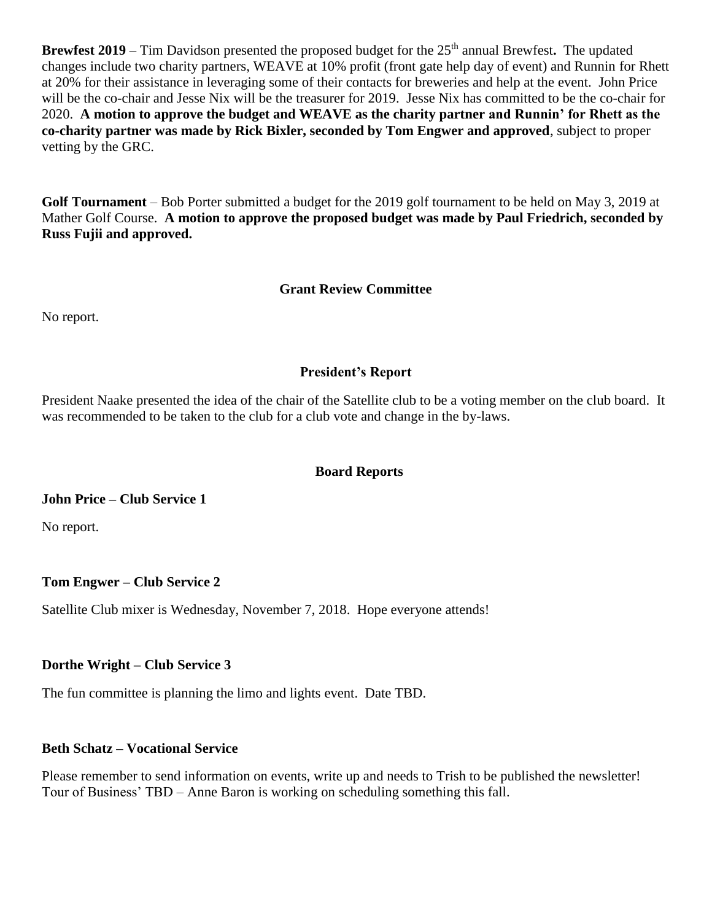**Brewfest 2019** – Tim Davidson presented the proposed budget for the 25th annual Brewfest**.** The updated changes include two charity partners, WEAVE at 10% profit (front gate help day of event) and Runnin for Rhett at 20% for their assistance in leveraging some of their contacts for breweries and help at the event. John Price will be the co-chair and Jesse Nix will be the treasurer for 2019. Jesse Nix has committed to be the co-chair for 2020. **A motion to approve the budget and WEAVE as the charity partner and Runnin' for Rhett as the co-charity partner was made by Rick Bixler, seconded by Tom Engwer and approved**, subject to proper vetting by the GRC.

**Golf Tournament** – Bob Porter submitted a budget for the 2019 golf tournament to be held on May 3, 2019 at Mather Golf Course. **A motion to approve the proposed budget was made by Paul Friedrich, seconded by Russ Fujii and approved.**

## Grant Review Committee

No report.

## President's Report

President Naake presented the idea of the chair of the Satellite club to be a voting member on the club board. It was recommended to be taken to the club for a club vote and change in the by-laws.

## Board Reports

**John Price – Club Service 1**

No report.

**Tom Engwer – Club Service 2**

Satellite Club mixer is Wednesday, November 7, 2018. Hope everyone attends!

**Dorthe Wright – Club Service 3**

The fun committee is planning the limo and lights event. Date TBD.

**Beth Schatz – Vocational Service**

Please remember to send information on events, write up and needs to Trish to be published the newsletter! Tour of Business' TBD – Anne Baron is working on scheduling something this fall.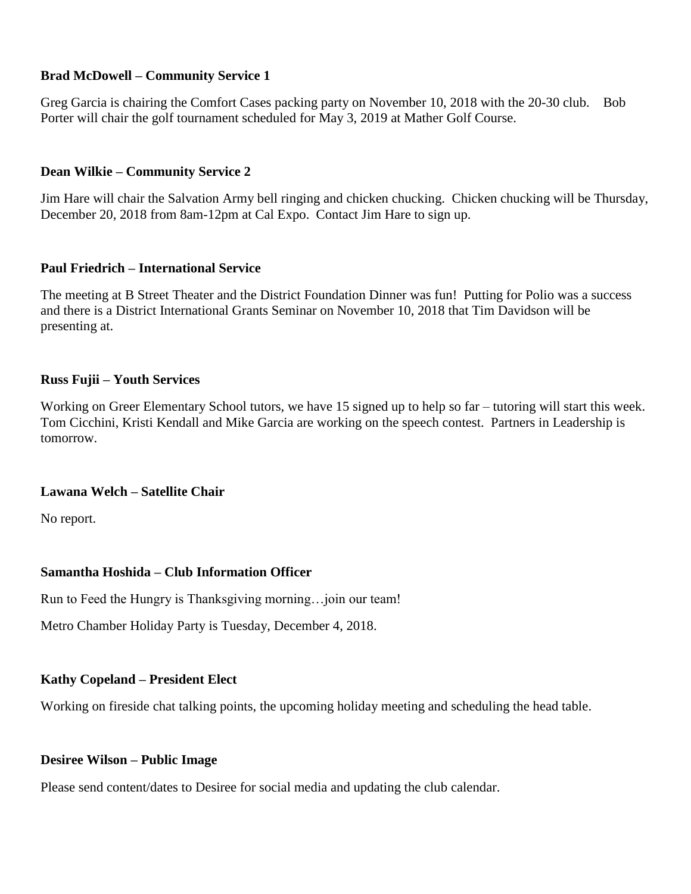**Brad McDowell – Community Service 1**

Greg Garcia is chairing the Comfort Cases packing party on November 10, 2018 with the 20-30 club. Bob Porter will chair the golf tournament scheduled for May 3, 2019 at Mather Golf Course.

**Dean Wilkie – Community Service 2**

Jim Hare will chair the Salvation Army bell ringing and chicken chucking. Chicken chucking will be Thursday, December 20, 2018 from 8am-12pm at Cal Expo. Contact Jim Hare to sign up.

**Paul Friedrich – International Service**

The meeting at B Street Theater and the District Foundation Dinner was fun! Putting for Polio was a success and there is a District International Grants Seminar on November 10, 2018 that Tim Davidson will be presenting at.

**Russ Fujii – Youth Services**

Working on Greer Elementary School tutors, we have 15 signed up to help so far – tutoring will start this week. Tom Cicchini, Kristi Kendall and Mike Garcia are working on the speech contest. Partners in Leadership is tomorrow.

**Lawana Welch – Satellite Chair**

No report.

**Samantha Hoshida – Club Information Officer**

Run to Feed the Hungry is Thanksgiving morning…join our team!

Metro Chamber Holiday Party is Tuesday, December 4, 2018.

**Kathy Copeland – President Elect**

Working on fireside chat talking points, the upcoming holiday meeting and scheduling the head table.

**Desiree Wilson – Public Image**

Please send content/dates to Desiree for social media and updating the club calendar.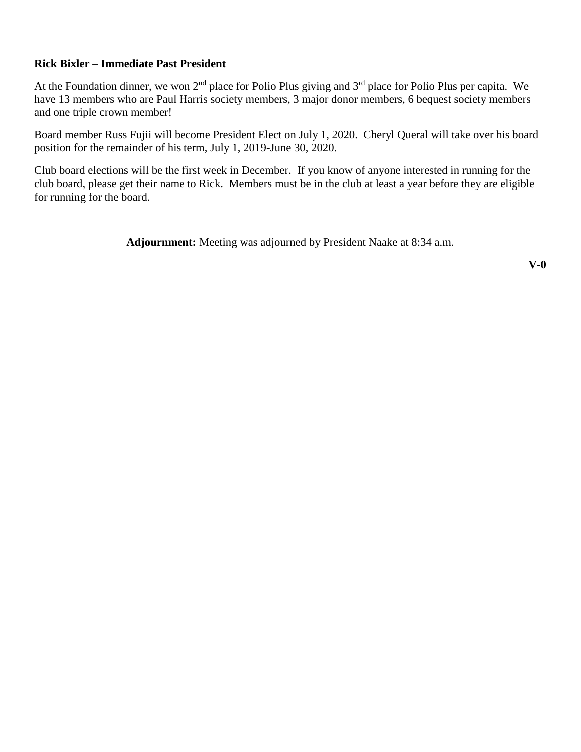**Rick Bixler – Immediate Past President**

At the Foundation dinner, we won 2nd place for Polio Plus giving and 3rd place for Polio Plus per capita. We have 13 members who are Paul Harris society members, 3 major donor members, 6 bequest society members and one triple crown member!

Board member Russ Fujii will become President Elect on July 1, 2020. Cheryl Queral will take over his board position for the remainder of his term, July 1, 2019-June 30, 2020.

Club board elections will be the first week in December. If you know of anyone interested in running for the club board, please get their name to Rick. Members must be in the club at least a year before they are eligible for running for the board.

**Adjournment:** Meeting was adjourned by President Naake at 8:34 a.m.

**V-0**